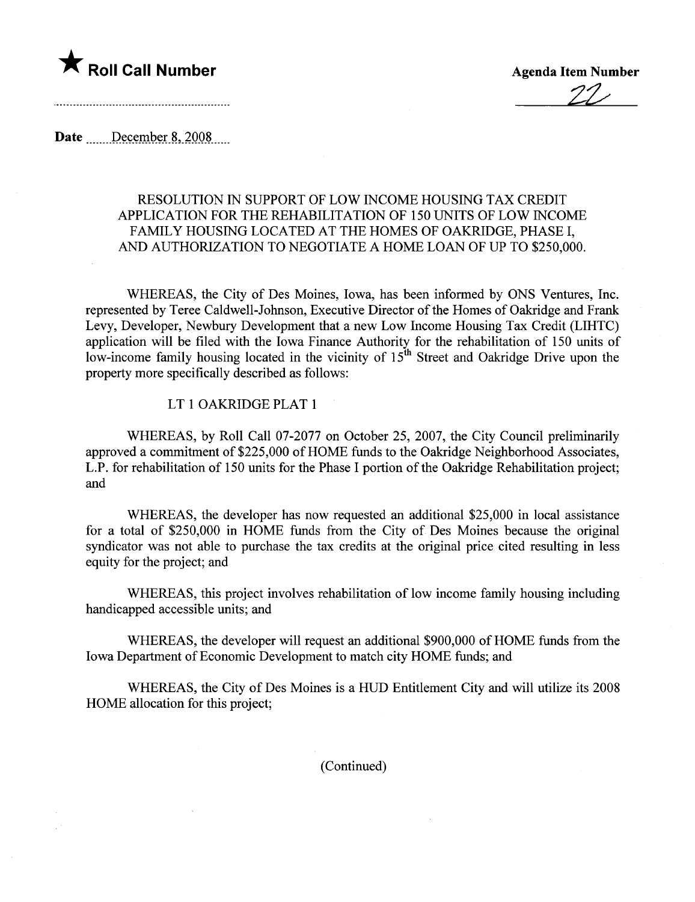★ **Roll Call Number**

**Agenda Item Number**

22

**Date** December 8, 2008

RESOLUTION IN SUPPORT OF LOW INCOME HOUSING TAX CREDIT APPLICATION FOR THE REHABILITATION OF 150 UNITS OF LOW INCOME FAMILY HOUSING LOCATED AT THE HOMES OF OAKRIDGE, PHASE I, AND AUTHORIZATION TO NEGOTIATE A HOME LOAN OF UP TO $250,000.

WHEREAS, the City of Des Moines, Iowa, has been informed by ONS Ventures, Inc. represented by Teree Caldwell-Johnson, Executive Director of the Homes of Oakridge and Frank Levy, Developer, Newbury Development that a new Low Income Housing Tax Credit (LIHTC) application will be filed with the Iowa Finance Authority for the rehabilitation of 150 units of low-income family housing located in the vicinity of 15th Street and Oakridge Drive upon the property more specifically described as follows:

LT 1 OAKRIDGE PLAT 1

WHEREAS, by Roll Call 07-2077 on October 25, 2007, the City Council preliminarily approved a commitment of $225,000 of HOME funds to the Oakridge Neighborhood Associates, L.P. for rehabilitation of 150 units for the Phase I portion of the Oakridge Rehabilitation project; and

WHEREAS, the developer has now requested an additional $25,000 in local assistance for a total of $250,000 in HOME funds from the City of Des Moines because the original syndicator was not able to purchase the tax credits at the original price cited resulting in less equity for the project; and

WHEREAS, this project involves rehabilitation of low income family housing including handicapped accessible units; and

WHEREAS, the developer will request an additional $900,000 of HOME funds from the Iowa Department of Economic Development to match city HOME funds; and

WHEREAS, the City of Des Moines is a HUD Entitlement City and will utilize its 2008 HOME allocation for this project;

(Continued)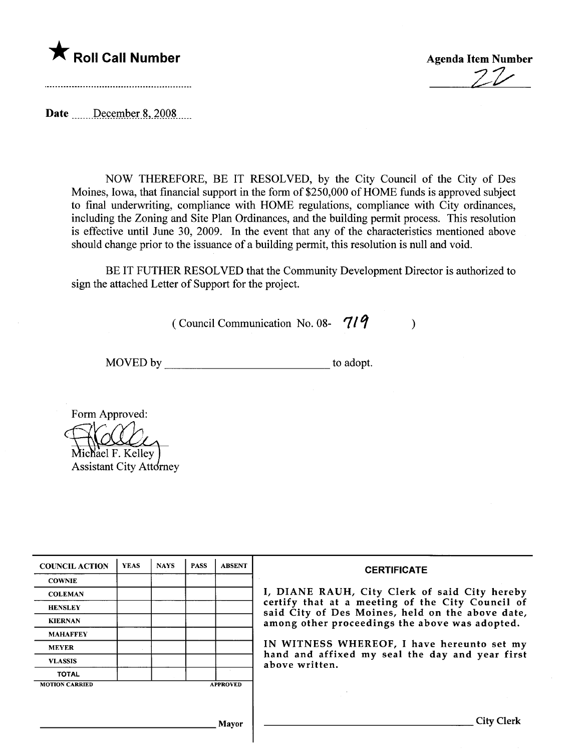★ **Roll Call Number**

Agenda Item Number

22

Date December 8, 2008

NOW THEREFORE, BE IT RESOLVED, by the City Council of the City of Des Moines, Iowa, that financial support in the form of $250,000 of HOME funds is approved subject to final underwriting, compliance with HOME regulations, compliance with City ordinances, including the Zoning and Site Plan Ordinances, and the building permit process. This resolution is effective until June 30, 2009. In the event that any of the characteristics mentioned above should change prior to the issuance of a building permit, this resolution is null and void.

BE IT FUTHER RESOLVED that the Community Development Director is authorized to sign the attached Letter of Support for the project.

( Council Communication No. 08- 719 )

MOVED by ____________________________ to adopt.

Form Approved:

Michael F. Kelley
Assistant City Attorney

| COUNCIL ACTION | YEAS | NAYS | PASS | ABSENT |
|---|---|---|---|---|
| COWNIE | | | | |
| COLEMAN | | | | |
| HENSLEY | | | | |
| KIERNAN | | | | |
| MAHAFFEY | | | | |
| MEYER | | | | |
| VLASSIS | | | | |
| TOTAL | | | | |

MOTION CARRIED APPROVED

______________________________ Mayor

**CERTIFICATE**

I, DIANE RAUH, City Clerk of said City hereby certify that at a meeting of the City Council of said City of Des Moines, held on the above date, among other proceedings the above was adopted.

IN WITNESS WHEREOF, I have hereunto set my hand and affixed my seal the day and year first above written.

______________________________ City Clerk